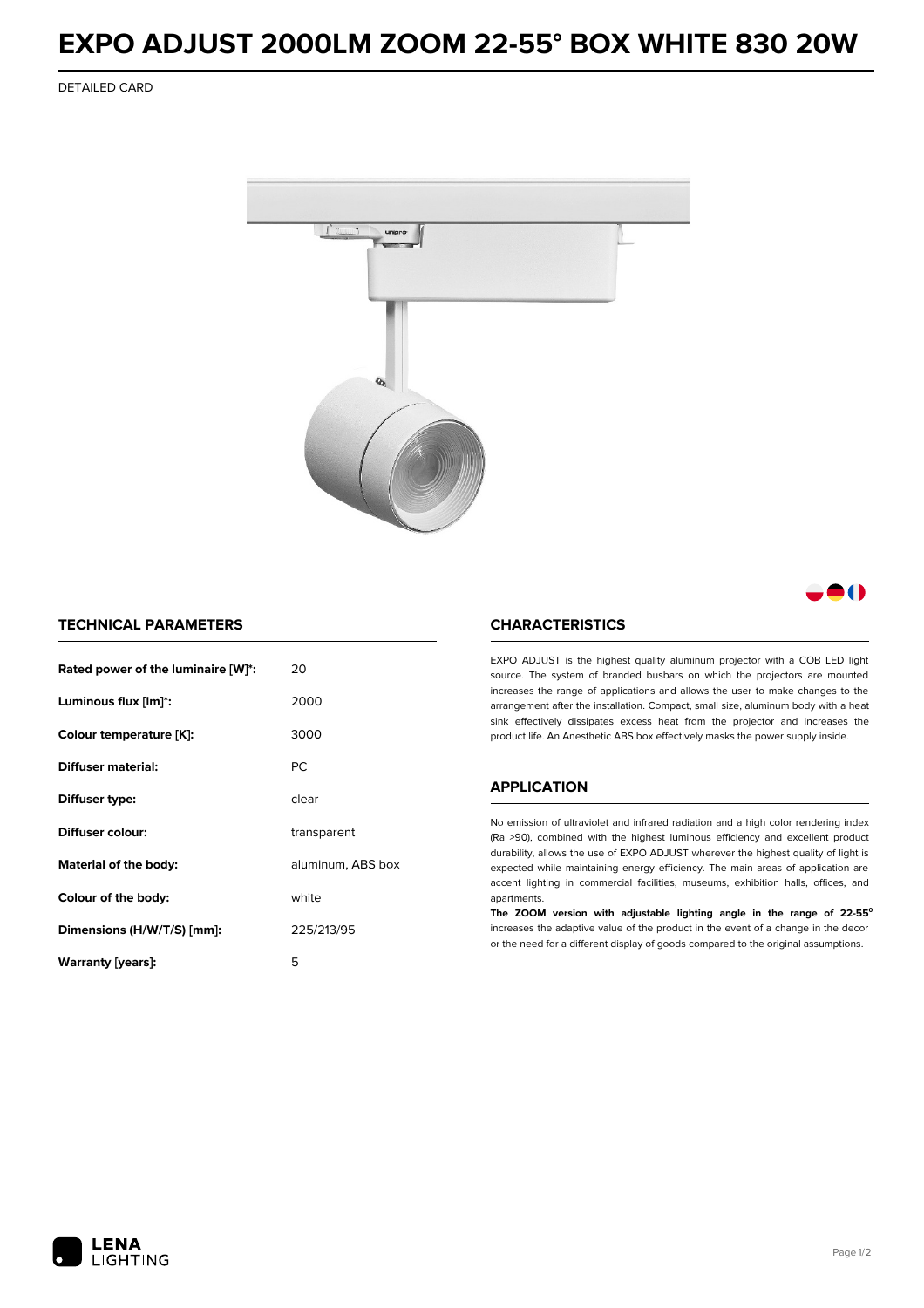# EXPO ADJUST 2000LM ZOOM 22-55° BOX WHITE 830 20W

DETAILED CARD

## TECHNICAL PARAMETERS

| | |
|---|---|
| **Rated power of the luminaire [W]*:** | 20 |
| **Luminous flux [lm]*:** | 2000 |
| **Colour temperature [K]:** | 3000 |
| **Diffuser material:** | PC |
| **Diffuser type:** | clear |
| **Diffuser colour:** | transparent |
| **Material of the body:** | aluminum, ABS box |
| **Colour of the body:** | white |
| **Dimensions (H/W/T/S) [mm]:** | 225/213/95 |
| **Warranty [years]:** | 5 |

## CHARACTERISTICS

EXPO ADJUST is the highest quality aluminum projector with a COB LED light source. The system of branded busbars on which the projectors are mounted increases the range of applications and allows the user to make changes to the arrangement after the installation. Compact, small size, aluminum body with a heat sink effectively dissipates excess heat from the projector and increases the product life. An Anesthetic ABS box effectively masks the power supply inside.

## APPLICATION

No emission of ultraviolet and infrared radiation and a high color rendering index (Ra >90), combined with the highest luminous efficiency and excellent product durability, allows the use of EXPO ADJUST wherever the highest quality of light is expected while maintaining energy efficiency. The main areas of application are accent lighting in commercial facilities, museums, exhibition halls, offices, and apartments.

**The ZOOM version with adjustable lighting angle in the range of 22-55°** increases the adaptive value of the product in the event of a change in the decor or the need for a different display of goods compared to the original assumptions.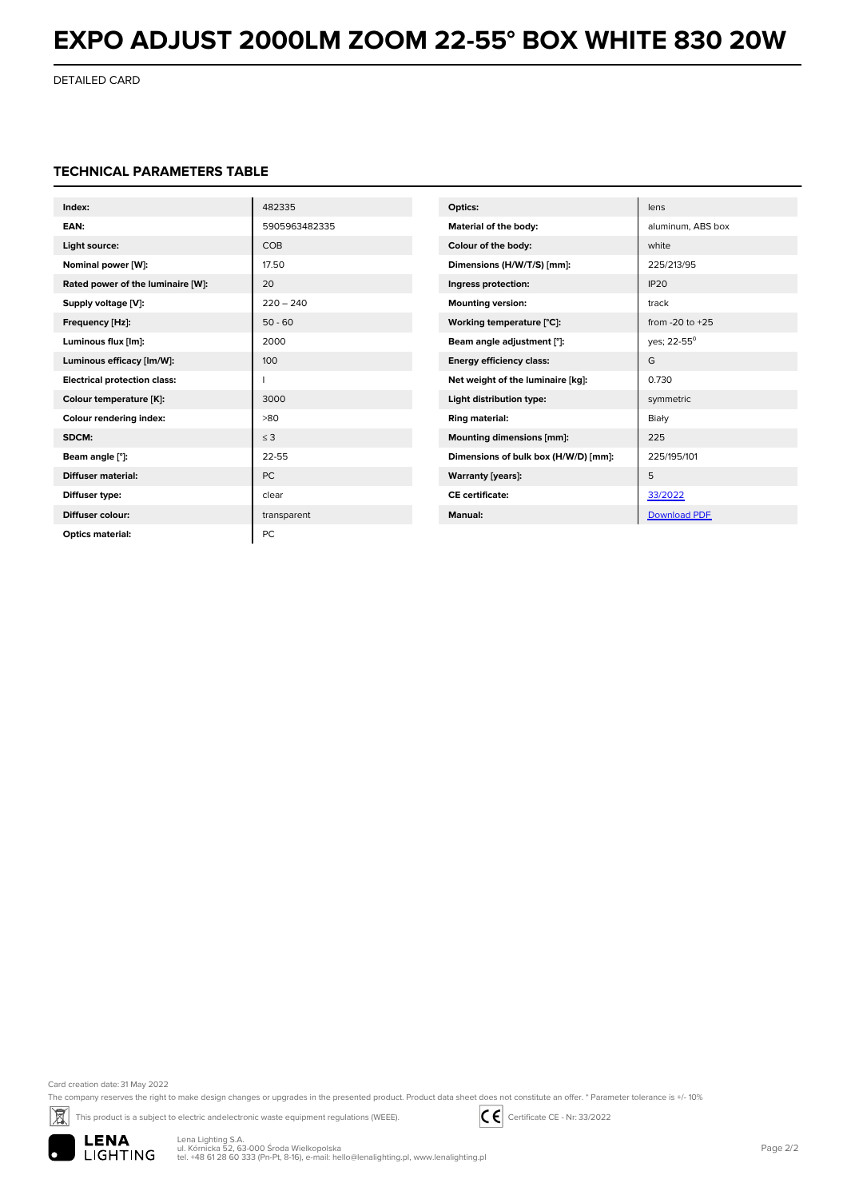# EXPO ADJUST 2000LM ZOOM 22-55° BOX WHITE 830 20W

DETAILED CARD

### TECHNICAL PARAMETERS TABLE

| | |
|---|---|
| **Index:** | 482335 |
| **EAN:** | 5905963482335 |
| **Light source:** | COB |
| **Nominal power [W]:** | 17.50 |
| **Rated power of the luminaire [W]:** | 20 |
| **Supply voltage [V]:** | 220 – 240 |
| **Frequency [Hz]:** | 50 - 60 |
| **Luminous flux [lm]:** | 2000 |
| **Luminous efficacy [lm/W]:** | 100 |
| **Electrical protection class:** | I |
| **Colour temperature [K]:** | 3000 |
| **Colour rendering index:** | >80 |
| **SDCM:** | ≤ 3 |
| **Beam angle [°]:** | 22-55 |
| **Diffuser material:** | PC |
| **Diffuser type:** | clear |
| **Diffuser colour:** | transparent |
| **Optics material:** | PC |

| | |
|---|---|
| **Optics:** | lens |
| **Material of the body:** | aluminum, ABS box |
| **Colour of the body:** | white |
| **Dimensions (H/W/T/S) [mm]:** | 225/213/95 |
| **Ingress protection:** | IP20 |
| **Mounting version:** | track |
| **Working temperature [°C]:** | from -20 to +25 |
| **Beam angle adjustment [°]:** | yes; 22-55° |
| **Energy efficiency class:** | G |
| **Net weight of the luminaire [kg]:** | 0.730 |
| **Light distribution type:** | symmetric |
| **Ring material:** | Biały |
| **Mounting dimensions [mm]:** | 225 |
| **Dimensions of bulk box (H/W/D) [mm]:** | 225/195/101 |
| **Warranty [years]:** | 5 |
| **CE certificate:** | 33/2022 |
| **Manual:** | Download PDF |

Card creation date: 31 May 2022

The company reserves the right to make design changes or upgrades in the presented product. Product data sheet does not constitute an offer. * Parameter tolerance is +/- 10%

This product is a subject to electric andelectronic waste equipment regulations (WEEE).

Certificate CE - Nr: 33/2022

Lena Lighting S.A.
ul. Kórnicka 52, 63-000 Środa Wielkopolska
tel. +48 61 28 60 333 (Pn-Pt, 8-16), e-mail: hello@lenalighting.pl, www.lenalighting.pl